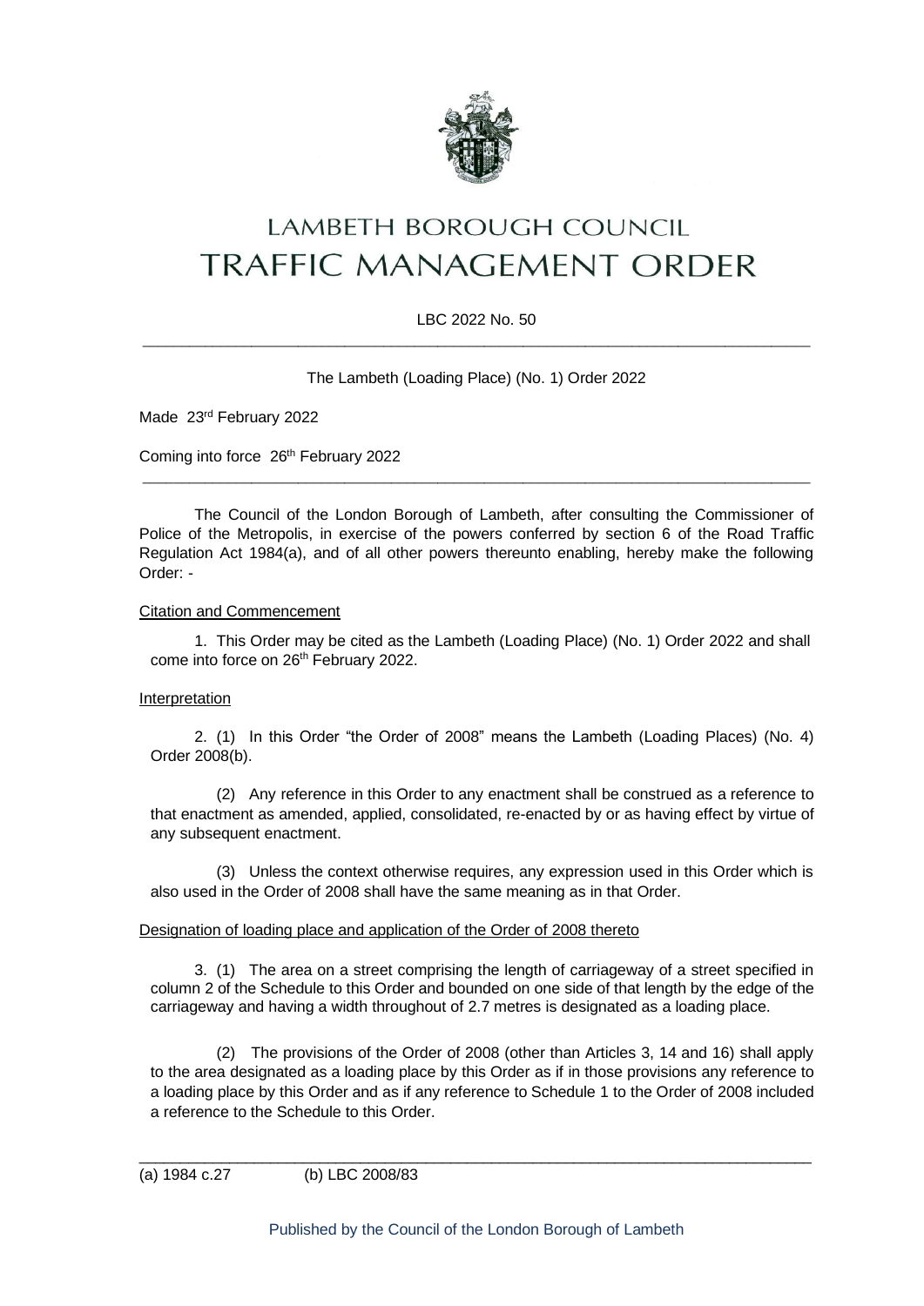# LAMBETH BOROUGH COUNCIL

# TRAFFIC MANAGEMENT ORDER

LBC 2022 No. 50

---

The Lambeth (Loading Place) (No. 1) Order 2022

Made 23rd February 2022

Coming into force 26th February 2022

---

The Council of the London Borough of Lambeth, after consulting the Commissioner of Police of the Metropolis, in exercise of the powers conferred by section 6 of the Road Traffic Regulation Act 1984(a), and of all other powers thereunto enabling, hereby make the following Order: -

Citation and Commencement

1. This Order may be cited as the Lambeth (Loading Place) (No. 1) Order 2022 and shall come into force on 26th February 2022.

Interpretation

2. (1) In this Order "the Order of 2008" means the Lambeth (Loading Places) (No. 4) Order 2008(b).

(2) Any reference in this Order to any enactment shall be construed as a reference to that enactment as amended, applied, consolidated, re-enacted by or as having effect by virtue of any subsequent enactment.

(3) Unless the context otherwise requires, any expression used in this Order which is also used in the Order of 2008 shall have the same meaning as in that Order.

Designation of loading place and application of the Order of 2008 thereto

3. (1) The area on a street comprising the length of carriageway of a street specified in column 2 of the Schedule to this Order and bounded on one side of that length by the edge of the carriageway and having a width throughout of 2.7 metres is designated as a loading place.

(2) The provisions of the Order of 2008 (other than Articles 3, 14 and 16) shall apply to the area designated as a loading place by this Order as if in those provisions any reference to a loading place by this Order and as if any reference to Schedule 1 to the Order of 2008 included a reference to the Schedule to this Order.

---

(a) 1984 c.27 (b) LBC 2008/83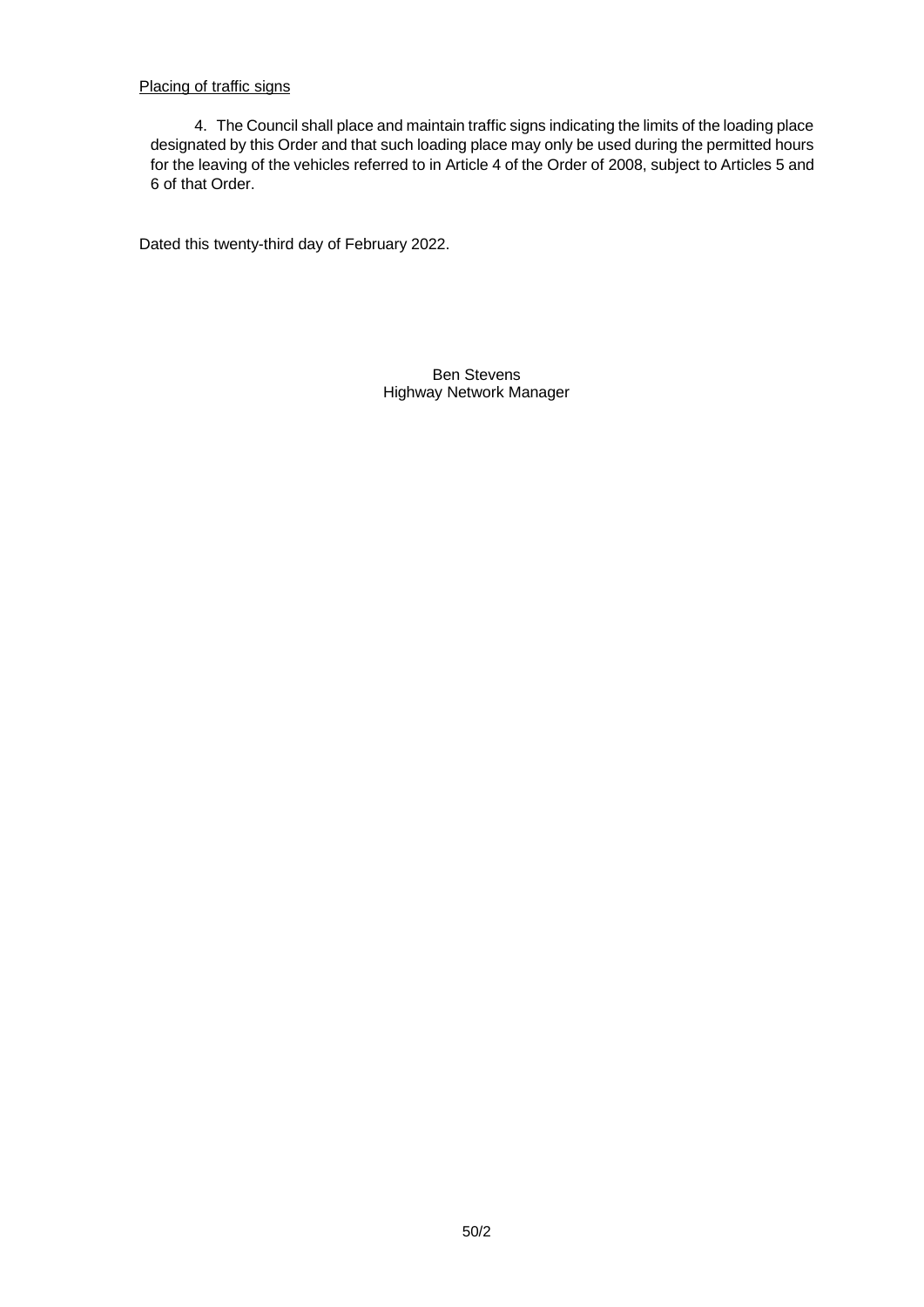Placing of traffic signs

4. The Council shall place and maintain traffic signs indicating the limits of the loading place designated by this Order and that such loading place may only be used during the permitted hours for the leaving of the vehicles referred to in Article 4 of the Order of 2008, subject to Articles 5 and 6 of that Order.

Dated this twenty-third day of February 2022.

Ben Stevens
Highway Network Manager

50/2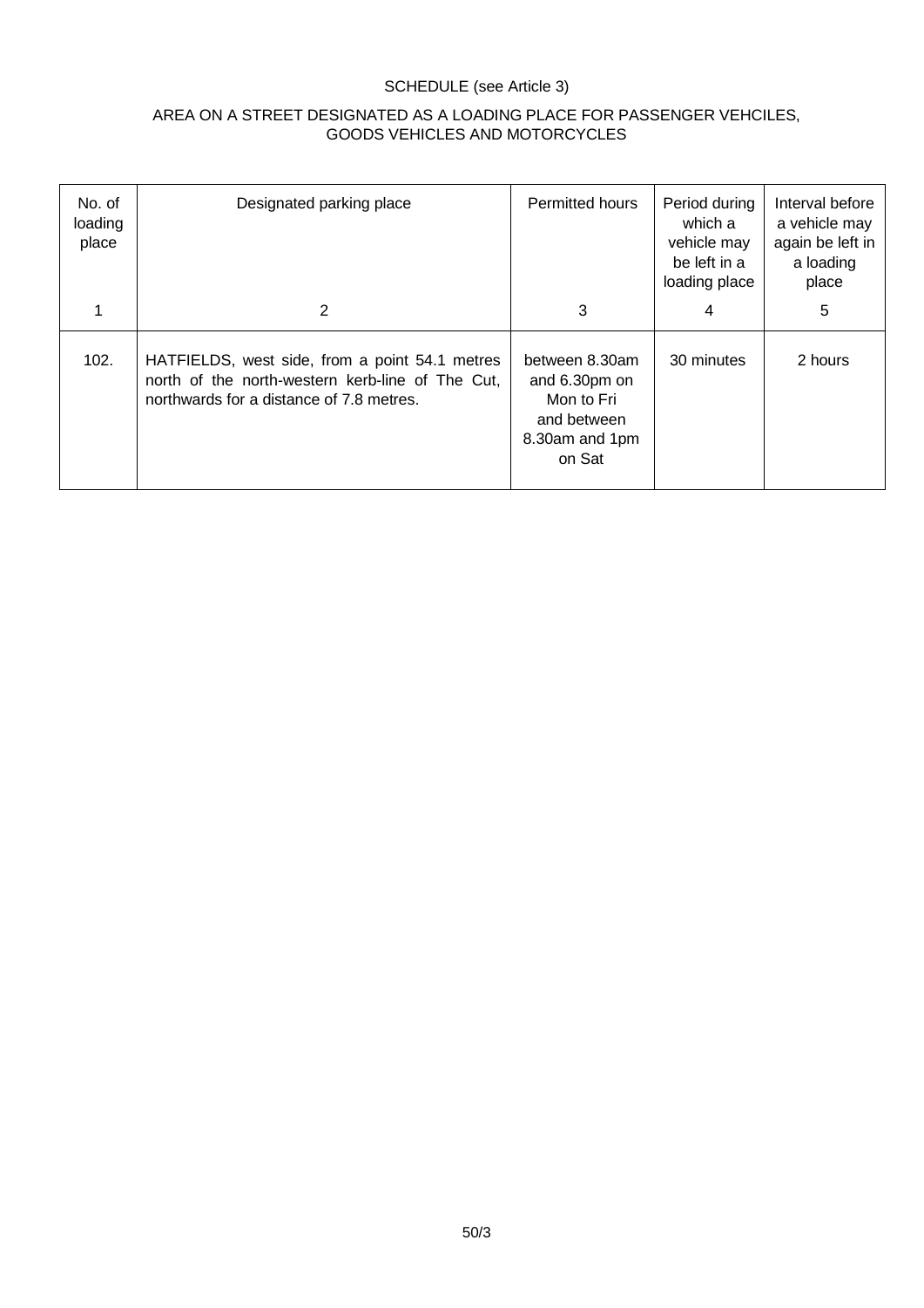SCHEDULE (see Article 3)

AREA ON A STREET DESIGNATED AS A LOADING PLACE FOR PASSENGER VEHCILES, GOODS VEHICLES AND MOTORCYCLES

| No. of loading place | Designated parking place | Permitted hours | Period during which a vehicle may be left in a loading place | Interval before a vehicle may again be left in a loading place |
|---|---|---|---|---|
| 1 | 2 | 3 | 4 | 5 |
| 102. | HATFIELDS, west side, from a point 54.1 metres north of the north-western kerb-line of The Cut, northwards for a distance of 7.8 metres. | between 8.30am and 6.30pm on Mon to Fri and between 8.30am and 1pm on Sat | 30 minutes | 2 hours |